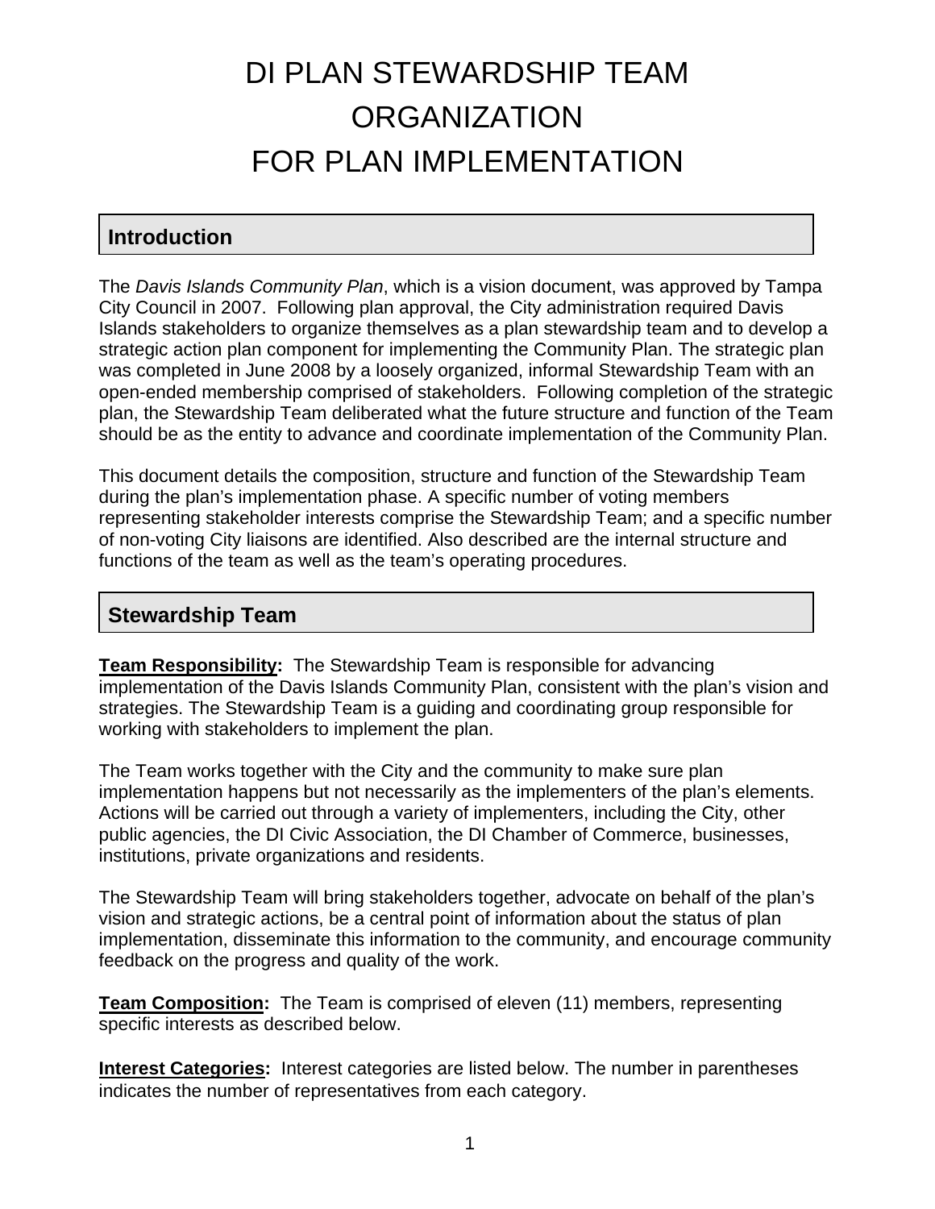# DI PLAN STEWARDSHIP TEAM ORGANIZATION FOR PLAN IMPLEMENTATION

## Introduction

The *Davis Islands Community Plan*, which is a vision document, was approved by Tampa City Council in 2007. Following plan approval, the City administration required Davis Islands stakeholders to organize themselves as a plan stewardship team and to develop a strategic action plan component for implementing the Community Plan. The strategic plan was completed in June 2008 by a loosely organized, informal Stewardship Team with an open-ended membership comprised of stakeholders. Following completion of the strategic plan, the Stewardship Team deliberated what the future structure and function of the Team should be as the entity to advance and coordinate implementation of the Community Plan.

This document details the composition, structure and function of the Stewardship Team during the plan's implementation phase. A specific number of voting members representing stakeholder interests comprise the Stewardship Team; and a specific number of non-voting City liaisons are identified. Also described are the internal structure and functions of the team as well as the team's operating procedures.

## Stewardship Team

**Team Responsibility:** The Stewardship Team is responsible for advancing implementation of the Davis Islands Community Plan, consistent with the plan's vision and strategies. The Stewardship Team is a guiding and coordinating group responsible for working with stakeholders to implement the plan.

The Team works together with the City and the community to make sure plan implementation happens but not necessarily as the implementers of the plan's elements. Actions will be carried out through a variety of implementers, including the City, other public agencies, the DI Civic Association, the DI Chamber of Commerce, businesses, institutions, private organizations and residents.

The Stewardship Team will bring stakeholders together, advocate on behalf of the plan's vision and strategic actions, be a central point of information about the status of plan implementation, disseminate this information to the community, and encourage community feedback on the progress and quality of the work.

**Team Composition:** The Team is comprised of eleven (11) members, representing specific interests as described below.

**Interest Categories:** Interest categories are listed below. The number in parentheses indicates the number of representatives from each category.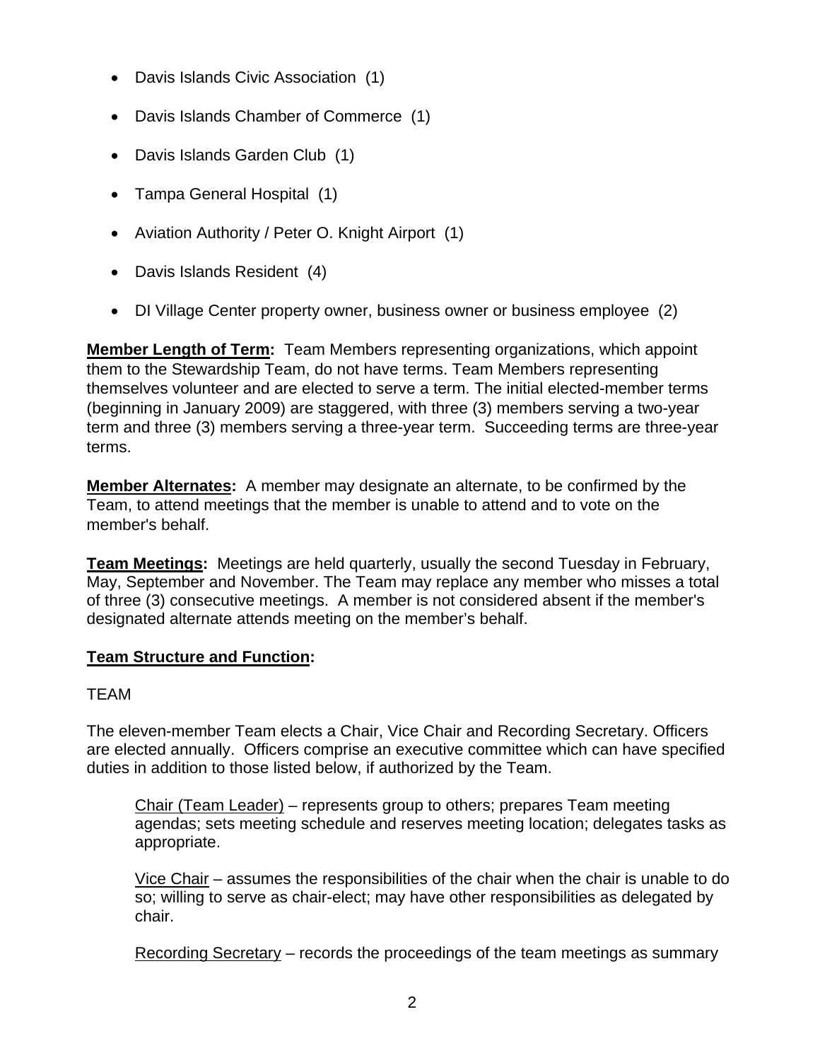- Davis Islands Civic Association (1)
- Davis Islands Chamber of Commerce (1)
- Davis Islands Garden Club (1)
- Tampa General Hospital (1)
- Aviation Authority / Peter O. Knight Airport (1)
- Davis Islands Resident (4)
- DI Village Center property owner, business owner or business employee (2)

**<u>Member Length of Term</u>:** Team Members representing organizations, which appoint them to the Stewardship Team, do not have terms. Team Members representing themselves volunteer and are elected to serve a term. The initial elected-member terms (beginning in January 2009) are staggered, with three (3) members serving a two-year term and three (3) members serving a three-year term. Succeeding terms are three-year terms.

**<u>Member Alternates</u>:** A member may designate an alternate, to be confirmed by the Team, to attend meetings that the member is unable to attend and to vote on the member's behalf.

**<u>Team Meetings</u>:** Meetings are held quarterly, usually the second Tuesday in February, May, September and November. The Team may replace any member who misses a total of three (3) consecutive meetings. A member is not considered absent if the member's designated alternate attends meeting on the member's behalf.

**<u>Team Structure and Function</u>:**

TEAM

The eleven-member Team elects a Chair, Vice Chair and Recording Secretary. Officers are elected annually. Officers comprise an executive committee which can have specified duties in addition to those listed below, if authorized by the Team.

> <u>Chair (Team Leader)</u> – represents group to others; prepares Team meeting agendas; sets meeting schedule and reserves meeting location; delegates tasks as appropriate.
>
> <u>Vice Chair</u> – assumes the responsibilities of the chair when the chair is unable to do so; willing to serve as chair-elect; may have other responsibilities as delegated by chair.
>
> <u>Recording Secretary</u> – records the proceedings of the team meetings as summary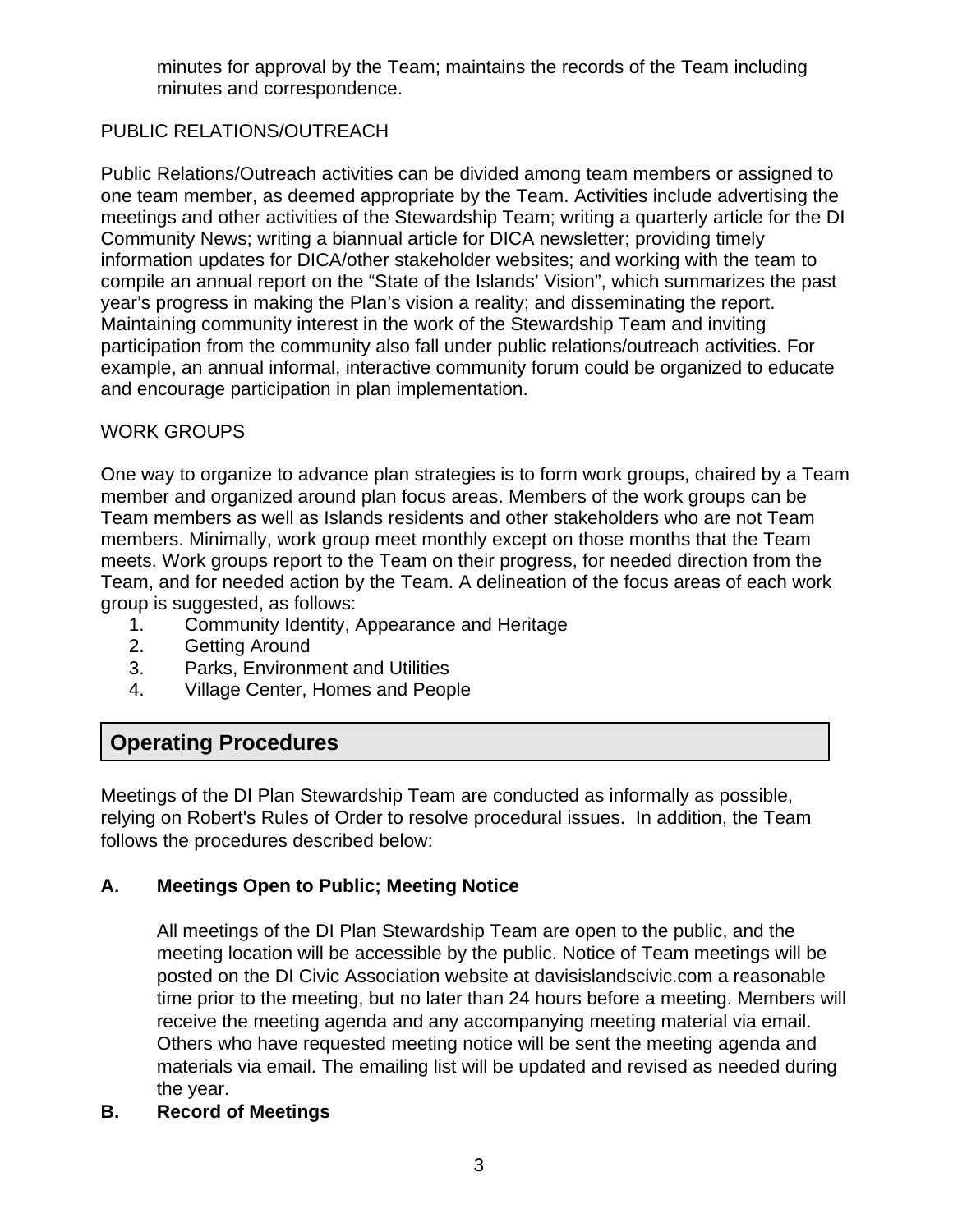minutes for approval by the Team; maintains the records of the Team including minutes and correspondence.

PUBLIC RELATIONS/OUTREACH

Public Relations/Outreach activities can be divided among team members or assigned to one team member, as deemed appropriate by the Team. Activities include advertising the meetings and other activities of the Stewardship Team; writing a quarterly article for the DI Community News; writing a biannual article for DICA newsletter; providing timely information updates for DICA/other stakeholder websites; and working with the team to compile an annual report on the "State of the Islands' Vision", which summarizes the past year's progress in making the Plan's vision a reality; and disseminating the report. Maintaining community interest in the work of the Stewardship Team and inviting participation from the community also fall under public relations/outreach activities. For example, an annual informal, interactive community forum could be organized to educate and encourage participation in plan implementation.

WORK GROUPS

One way to organize to advance plan strategies is to form work groups, chaired by a Team member and organized around plan focus areas. Members of the work groups can be Team members as well as Islands residents and other stakeholders who are not Team members. Minimally, work group meet monthly except on those months that the Team meets. Work groups report to the Team on their progress, for needed direction from the Team, and for needed action by the Team. A delineation of the focus areas of each work group is suggested, as follows:

1. Community Identity, Appearance and Heritage
2. Getting Around
3. Parks, Environment and Utilities
4. Village Center, Homes and People

## Operating Procedures

Meetings of the DI Plan Stewardship Team are conducted as informally as possible, relying on Robert's Rules of Order to resolve procedural issues. In addition, the Team follows the procedures described below:

### A. Meetings Open to Public; Meeting Notice

All meetings of the DI Plan Stewardship Team are open to the public, and the meeting location will be accessible by the public. Notice of Team meetings will be posted on the DI Civic Association website at davisislandscivic.com a reasonable time prior to the meeting, but no later than 24 hours before a meeting. Members will receive the meeting agenda and any accompanying meeting material via email. Others who have requested meeting notice will be sent the meeting agenda and materials via email. The emailing list will be updated and revised as needed during the year.

### B. Record of Meetings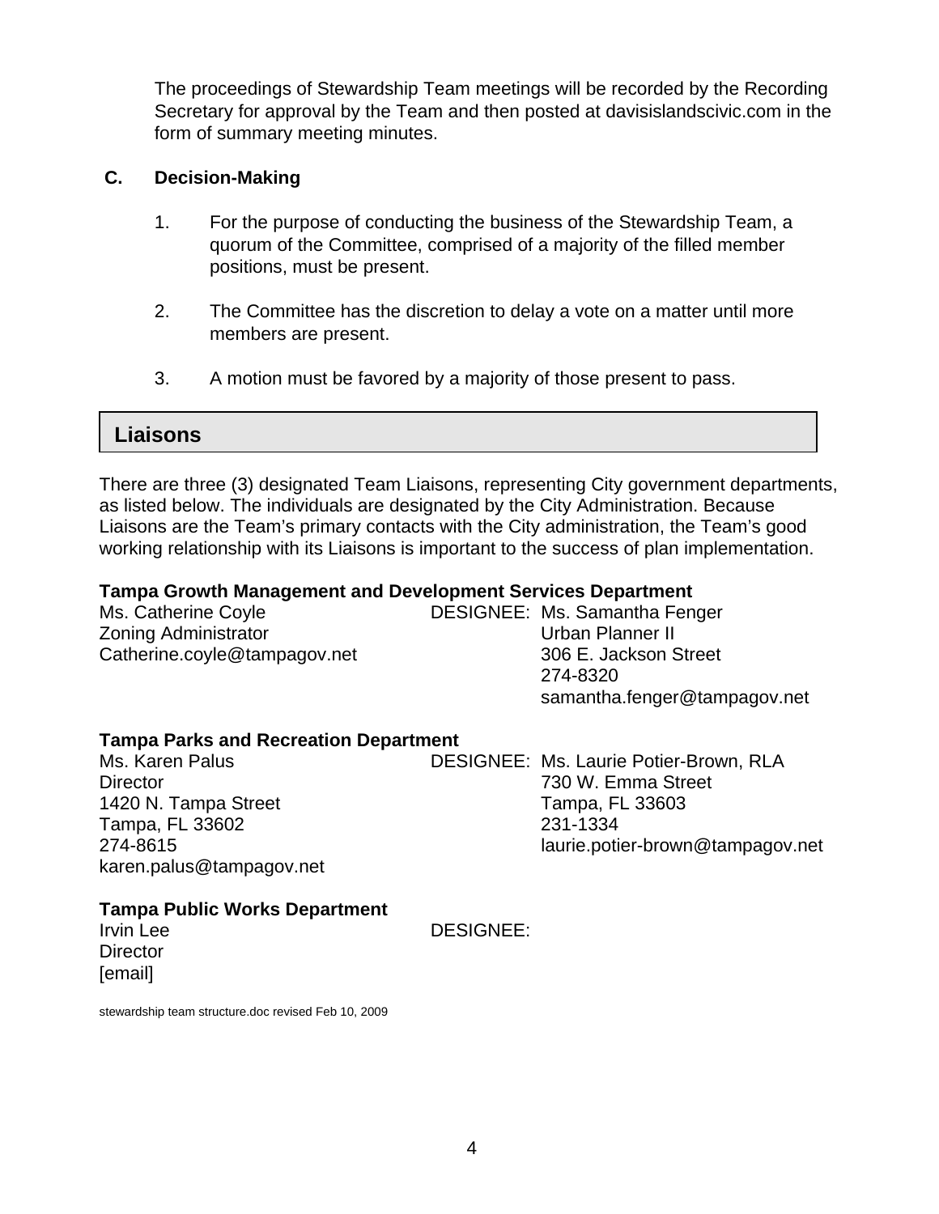The proceedings of Stewardship Team meetings will be recorded by the Recording Secretary for approval by the Team and then posted at davisislandscivic.com in the form of summary meeting minutes.

### C. Decision-Making

1. For the purpose of conducting the business of the Stewardship Team, a quorum of the Committee, comprised of a majority of the filled member positions, must be present.

2. The Committee has the discretion to delay a vote on a matter until more members are present.

3. A motion must be favored by a majority of those present to pass.

## Liaisons

There are three (3) designated Team Liaisons, representing City government departments, as listed below. The individuals are designated by the City Administration. Because Liaisons are the Team's primary contacts with the City administration, the Team's good working relationship with its Liaisons is important to the success of plan implementation.

**Tampa Growth Management and Development Services Department**

Ms. Catherine Coyle
Zoning Administrator
Catherine.coyle@tampagov.net

DESIGNEE: Ms. Samantha Fenger
Urban Planner II
306 E. Jackson Street
274-8320
samantha.fenger@tampagov.net

**Tampa Parks and Recreation Department**

Ms. Karen Palus
Director
1420 N. Tampa Street
Tampa, FL 33602
274-8615
karen.palus@tampagov.net

DESIGNEE: Ms. Laurie Potier-Brown, RLA
730 W. Emma Street
Tampa, FL 33603
231-1334
laurie.potier-brown@tampagov.net

**Tampa Public Works Department**

Irvin Lee
Director
[email]

DESIGNEE:

stewardship team structure.doc revised Feb 10, 2009